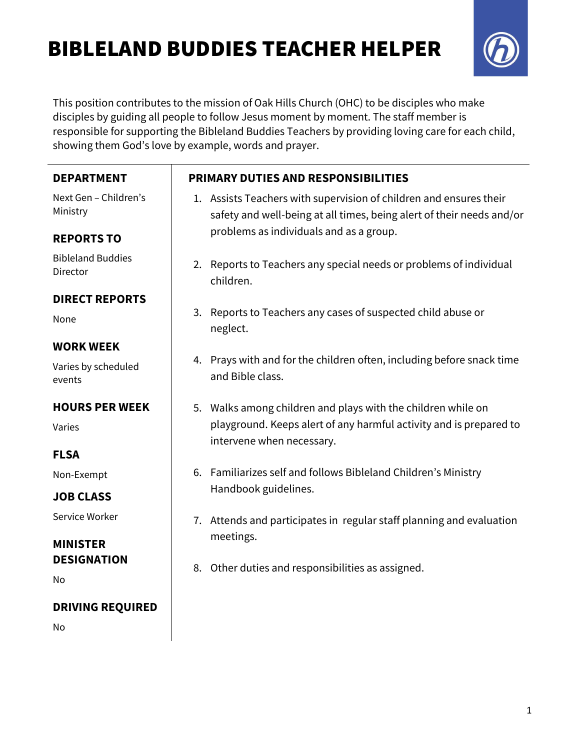# BIBLELAND BUDDIES TEACHER HELPER

This position contributes to the mission of Oak Hills Church (OHC) to be disciples who make disciples by guiding all people to follow Jesus moment by moment. The staff member is responsible for supporting the Bibleland Buddies Teachers by providing loving care for each child, showing them God's love by example, words and prayer.

### DEPARTMENT

Next Gen – Children's Ministry

### REPORTS TO

Bibleland Buddies Director

### DIRECT REPORTS

None

### WORK WEEK

Varies by scheduled events

### HOURS PER WEEK

Varies

### FLSA

Non-Exempt

### JOB CLASS

Service Worker

### MINISTER DESIGNATION

No

### DRIVING REQUIRED

No

## PRIMARY DUTIES AND RESPONSIBILITIES

1. Assists Teachers with supervision of children and ensures their safety and well-being at all times, being alert of their needs and/or problems as individuals and as a group.
2. Reports to Teachers any special needs or problems of individual children.
3. Reports to Teachers any cases of suspected child abuse or neglect.
4. Prays with and for the children often, including before snack time and Bible class.
5. Walks among children and plays with the children while on playground. Keeps alert of any harmful activity and is prepared to intervene when necessary.
6. Familiarizes self and follows Bibleland Children's Ministry Handbook guidelines.
7. Attends and participates in regular staff planning and evaluation meetings.
8. Other duties and responsibilities as assigned.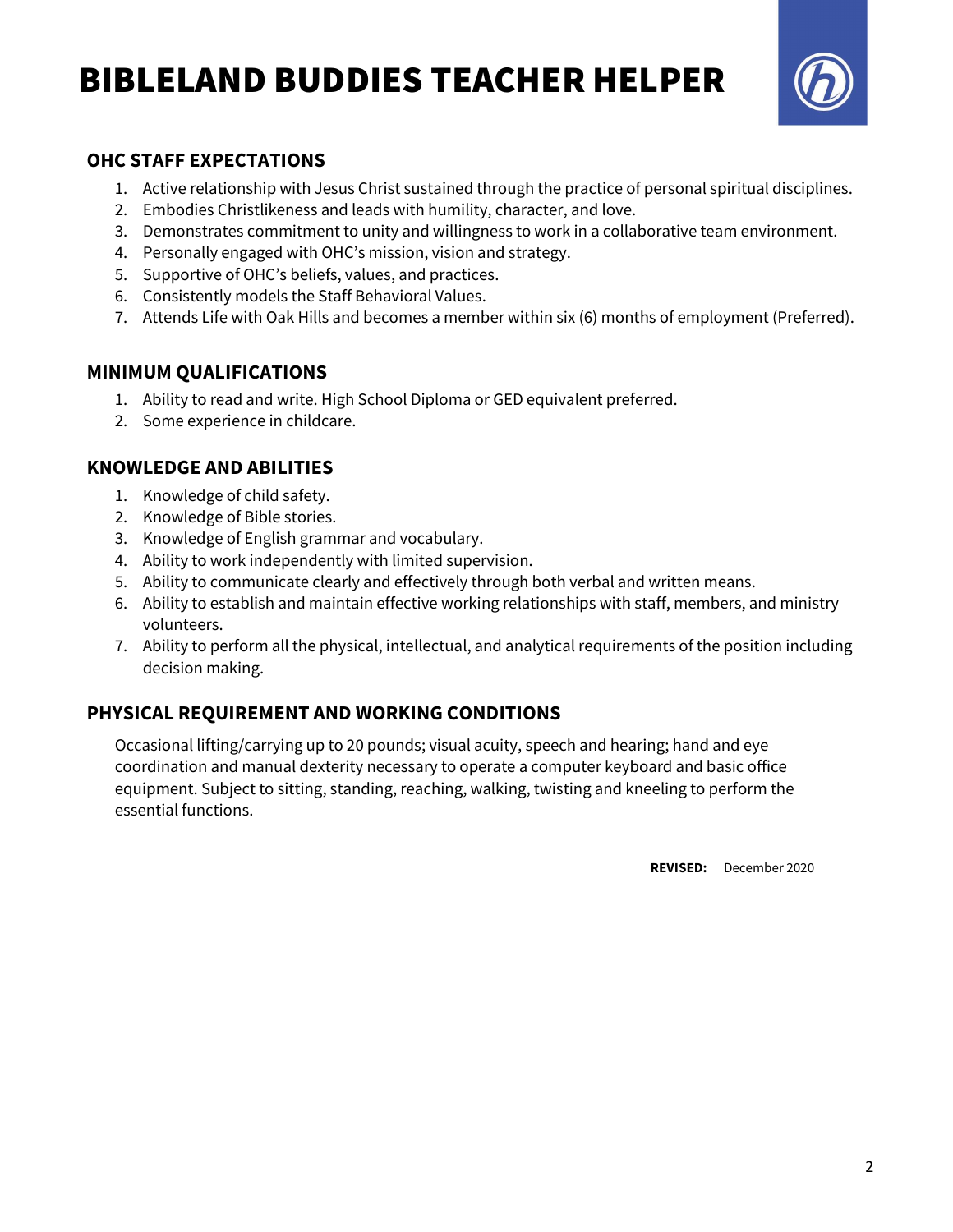# BIBLELAND BUDDIES TEACHER HELPER

## OHC STAFF EXPECTATIONS

1. Active relationship with Jesus Christ sustained through the practice of personal spiritual disciplines.
2. Embodies Christlikeness and leads with humility, character, and love.
3. Demonstrates commitment to unity and willingness to work in a collaborative team environment.
4. Personally engaged with OHC's mission, vision and strategy.
5. Supportive of OHC's beliefs, values, and practices.
6. Consistently models the Staff Behavioral Values.
7. Attends Life with Oak Hills and becomes a member within six (6) months of employment (Preferred).

## MINIMUM QUALIFICATIONS

1. Ability to read and write. High School Diploma or GED equivalent preferred.
2. Some experience in childcare.

## KNOWLEDGE AND ABILITIES

1. Knowledge of child safety.
2. Knowledge of Bible stories.
3. Knowledge of English grammar and vocabulary.
4. Ability to work independently with limited supervision.
5. Ability to communicate clearly and effectively through both verbal and written means.
6. Ability to establish and maintain effective working relationships with staff, members, and ministry volunteers.
7. Ability to perform all the physical, intellectual, and analytical requirements of the position including decision making.

## PHYSICAL REQUIREMENT AND WORKING CONDITIONS

Occasional lifting/carrying up to 20 pounds; visual acuity, speech and hearing; hand and eye coordination and manual dexterity necessary to operate a computer keyboard and basic office equipment. Subject to sitting, standing, reaching, walking, twisting and kneeling to perform the essential functions.

**REVISED:** December 2020